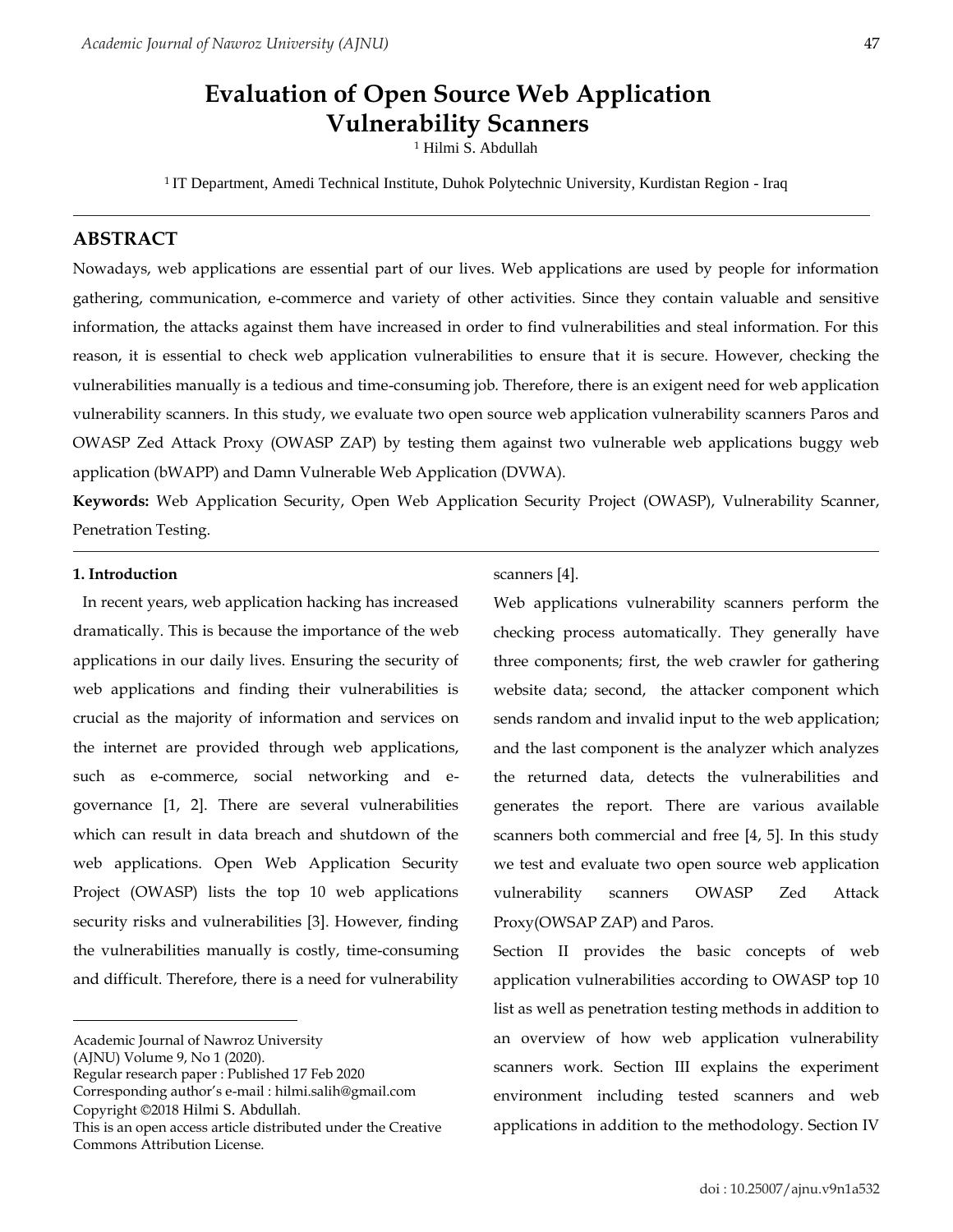# Evaluation of Open Source Web Application Vulnerability Scanners

[1] Hilmi S. Abdullah

[1] IT Department, Amedi Technical Institute, Duhok Polytechnic University, Kurdistan Region - Iraq

---

## ABSTRACT

Nowadays, web applications are essential part of our lives. Web applications are used by people for information gathering, communication, e-commerce and variety of other activities. Since they contain valuable and sensitive information, the attacks against them have increased in order to find vulnerabilities and steal information. For this reason, it is essential to check web application vulnerabilities to ensure that it is secure. However, checking the vulnerabilities manually is a tedious and time-consuming job. Therefore, there is an exigent need for web application vulnerability scanners. In this study, we evaluate two open source web application vulnerability scanners Paros and OWASP Zed Attack Proxy (OWASP ZAP) by testing them against two vulnerable web applications buggy web application (bWAPP) and Damn Vulnerable Web Application (DVWA).

**Keywords:** Web Application Security, Open Web Application Security Project (OWASP), Vulnerability Scanner, Penetration Testing.

---

### 1. Introduction

In recent years, web application hacking has increased dramatically. This is because the importance of the web applications in our daily lives. Ensuring the security of web applications and finding their vulnerabilities is crucial as the majority of information and services on the internet are provided through web applications, such as e-commerce, social networking and e-governance [1, 2]. There are several vulnerabilities which can result in data breach and shutdown of the web applications. Open Web Application Security Project (OWASP) lists the top 10 web applications security risks and vulnerabilities [3]. However, finding the vulnerabilities manually is costly, time-consuming and difficult. Therefore, there is a need for vulnerability scanners [4].

Web applications vulnerability scanners perform the checking process automatically. They generally have three components; first, the web crawler for gathering website data; second, the attacker component which sends random and invalid input to the web application; and the last component is the analyzer which analyzes the returned data, detects the vulnerabilities and generates the report. There are various available scanners both commercial and free [4, 5]. In this study we test and evaluate two open source web application vulnerability scanners OWASP Zed Attack Proxy(OWSAP ZAP) and Paros.

Section II provides the basic concepts of web application vulnerabilities according to OWASP top 10 list as well as penetration testing methods in addition to an overview of how web application vulnerability scanners work. Section III explains the experiment environment including tested scanners and web applications in addition to the methodology. Section IV

---

Academic Journal of Nawroz University (AJNU) Volume 9, No 1 (2020).
Regular research paper : Published 17 Feb 2020
Corresponding author's e-mail : hilmi.salih@gmail.com
Copyright ©2018 Hilmi S. Abdullah.
This is an open access article distributed under the Creative Commons Attribution License.

doi : 10.25007/ajnu.v9n1a532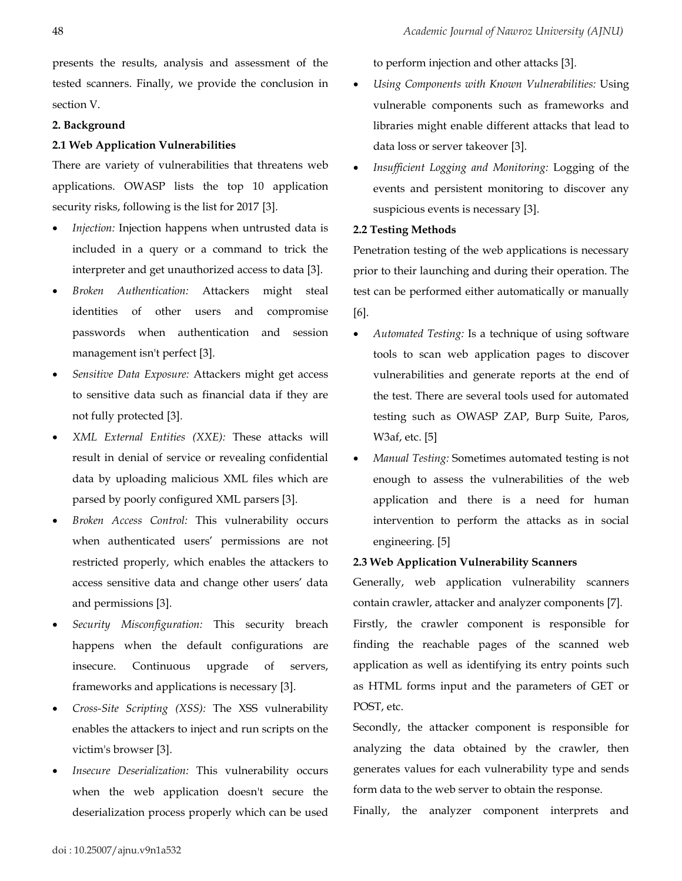presents the results, analysis and assessment of the tested scanners. Finally, we provide the conclusion in section V.

## 2. Background

### 2.1 Web Application Vulnerabilities

There are variety of vulnerabilities that threatens web applications. OWASP lists the top 10 application security risks, following is the list for 2017 [3].

- *Injection:* Injection happens when untrusted data is included in a query or a command to trick the interpreter and get unauthorized access to data [3].
- *Broken Authentication:* Attackers might steal identities of other users and compromise passwords when authentication and session management isn't perfect [3].
- *Sensitive Data Exposure:* Attackers might get access to sensitive data such as financial data if they are not fully protected [3].
- *XML External Entities (XXE):* These attacks will result in denial of service or revealing confidential data by uploading malicious XML files which are parsed by poorly configured XML parsers [3].
- *Broken Access Control:* This vulnerability occurs when authenticated users' permissions are not restricted properly, which enables the attackers to access sensitive data and change other users' data and permissions [3].
- *Security Misconfiguration:* This security breach happens when the default configurations are insecure. Continuous upgrade of servers, frameworks and applications is necessary [3].
- *Cross-Site Scripting (XSS):* The XSS vulnerability enables the attackers to inject and run scripts on the victim's browser [3].
- *Insecure Deserialization:* This vulnerability occurs when the web application doesn't secure the deserialization process properly which can be used to perform injection and other attacks [3].
- *Using Components with Known Vulnerabilities:* Using vulnerable components such as frameworks and libraries might enable different attacks that lead to data loss or server takeover [3].
- *Insufficient Logging and Monitoring:* Logging of the events and persistent monitoring to discover any suspicious events is necessary [3].

### 2.2 Testing Methods

Penetration testing of the web applications is necessary prior to their launching and during their operation. The test can be performed either automatically or manually [6].

- *Automated Testing:* Is a technique of using software tools to scan web application pages to discover vulnerabilities and generate reports at the end of the test. There are several tools used for automated testing such as OWASP ZAP, Burp Suite, Paros, W3af, etc. [5]
- *Manual Testing:* Sometimes automated testing is not enough to assess the vulnerabilities of the web application and there is a need for human intervention to perform the attacks as in social engineering. [5]

### 2.3 Web Application Vulnerability Scanners

Generally, web application vulnerability scanners contain crawler, attacker and analyzer components [7].

Firstly, the crawler component is responsible for finding the reachable pages of the scanned web application as well as identifying its entry points such as HTML forms input and the parameters of GET or POST, etc.

Secondly, the attacker component is responsible for analyzing the data obtained by the crawler, then generates values for each vulnerability type and sends form data to the web server to obtain the response.

Finally, the analyzer component interprets and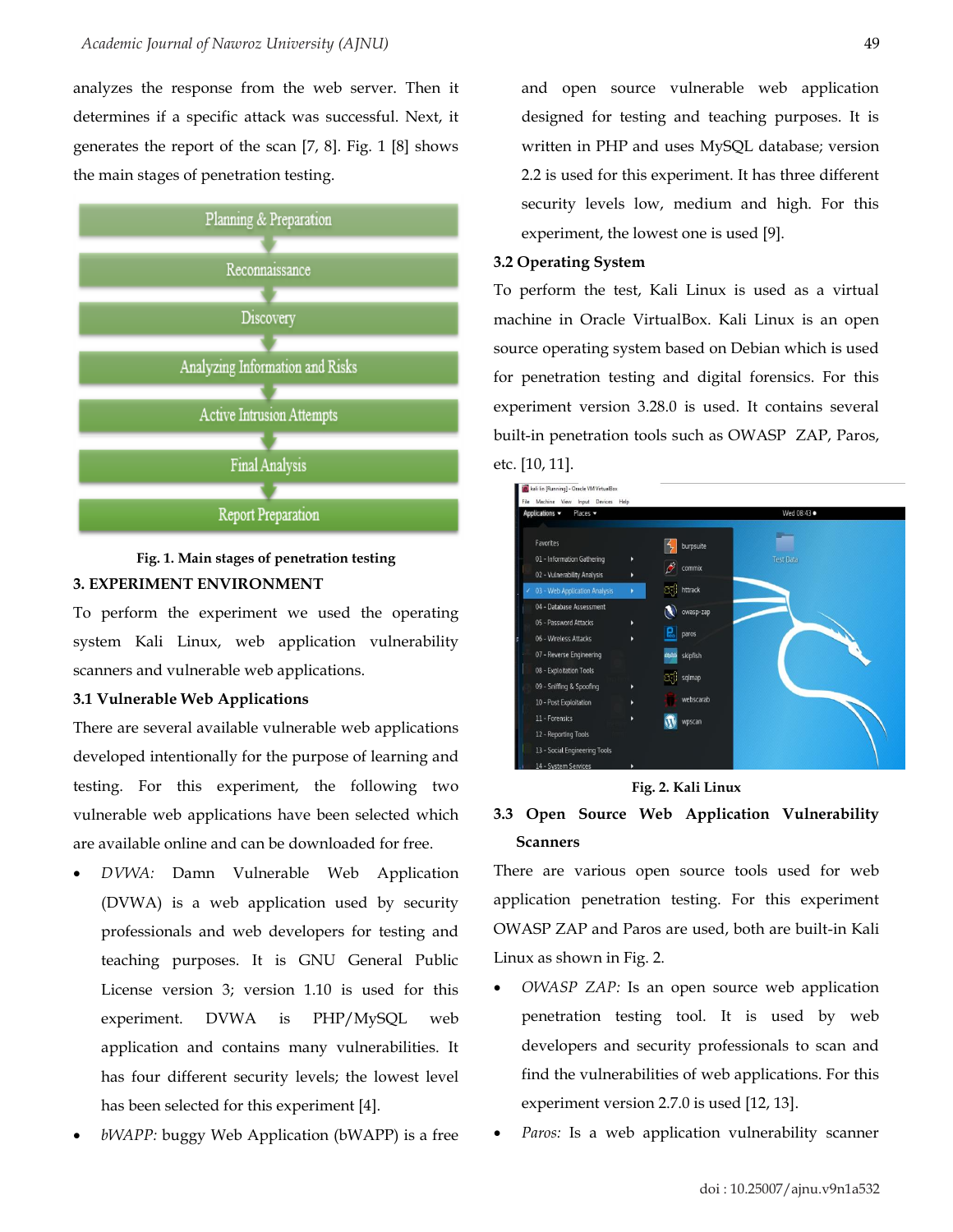analyzes the response from the web server. Then it determines if a specific attack was successful. Next, it generates the report of the scan [7, 8]. Fig. 1 [8] shows the main stages of penetration testing.

**Fig. 1. Main stages of penetration testing**

## 3. EXPERIMENT ENVIRONMENT

To perform the experiment we used the operating system Kali Linux, web application vulnerability scanners and vulnerable web applications.

### 3.1 Vulnerable Web Applications

There are several available vulnerable web applications developed intentionally for the purpose of learning and testing. For this experiment, the following two vulnerable web applications have been selected which are available online and can be downloaded for free.

- *DVWA:* Damn Vulnerable Web Application (DVWA) is a web application used by security professionals and web developers for testing and teaching purposes. It is GNU General Public License version 3; version 1.10 is used for this experiment. DVWA is PHP/MySQL web application and contains many vulnerabilities. It has four different security levels; the lowest level has been selected for this experiment [4].
- *bWAPP:* buggy Web Application (bWAPP) is a free and open source vulnerable web application designed for testing and teaching purposes. It is written in PHP and uses MySQL database; version 2.2 is used for this experiment. It has three different security levels low, medium and high. For this experiment, the lowest one is used [9].

### 3.2 Operating System

To perform the test, Kali Linux is used as a virtual machine in Oracle VirtualBox. Kali Linux is an open source operating system based on Debian which is used for penetration testing and digital forensics. For this experiment version 3.28.0 is used. It contains several built-in penetration tools such as OWASP ZAP, Paros, etc. [10, 11].

**Fig. 2. Kali Linux**

### 3.3 Open Source Web Application Vulnerability Scanners

There are various open source tools used for web application penetration testing. For this experiment OWASP ZAP and Paros are used, both are built-in Kali Linux as shown in Fig. 2.

- *OWASP ZAP:* Is an open source web application penetration testing tool. It is used by web developers and security professionals to scan and find the vulnerabilities of web applications. For this experiment version 2.7.0 is used [12, 13].
- *Paros:* Is a web application vulnerability scanner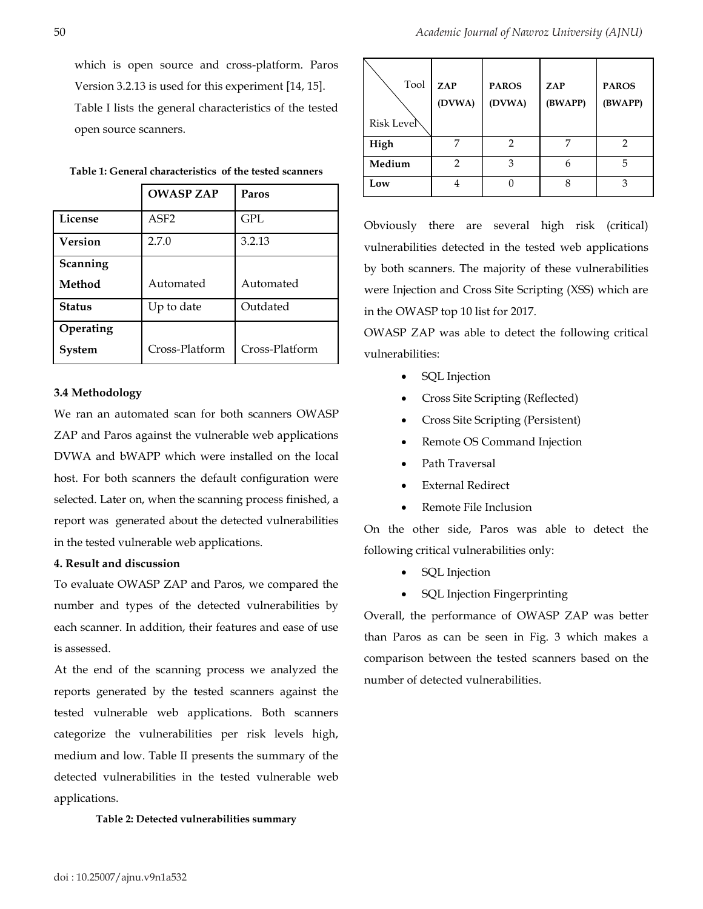which is open source and cross-platform. Paros Version 3.2.13 is used for this experiment [14, 15].

Table I lists the general characteristics of the tested open source scanners.

**Table 1: General characteristics of the tested scanners**

| | OWASP ZAP | Paros |
|---|---|---|
| **License** | ASF2 | GPL |
| **Version** | 2.7.0 | 3.2.13 |
| **Scanning Method** | Automated | Automated |
| **Status** | Up to date | Outdated |
| **Operating System** | Cross-Platform | Cross-Platform |

### 3.4 Methodology

We ran an automated scan for both scanners OWASP ZAP and Paros against the vulnerable web applications DVWA and bWAPP which were installed on the local host. For both scanners the default configuration were selected. Later on, when the scanning process finished, a report was generated about the detected vulnerabilities in the tested vulnerable web applications.

## 4. Result and discussion

To evaluate OWASP ZAP and Paros, we compared the number and types of the detected vulnerabilities by each scanner. In addition, their features and ease of use is assessed.

At the end of the scanning process we analyzed the reports generated by the tested scanners against the tested vulnerable web applications. Both scanners categorize the vulnerabilities per risk levels high, medium and low. Table II presents the summary of the detected vulnerabilities in the tested vulnerable web applications.

**Table 2: Detected vulnerabilities summary**

| Risk Level \ Tool | ZAP (DVWA) | PAROS (DVWA) | ZAP (BWAPP) | PAROS (BWAPP) |
|---|---|---|---|---|
| **High** | 7 | 2 | 7 | 2 |
| **Medium** | 2 | 3 | 6 | 5 |
| **Low** | 4 | 0 | 8 | 3 |

Obviously there are several high risk (critical) vulnerabilities detected in the tested web applications by both scanners. The majority of these vulnerabilities were Injection and Cross Site Scripting (XSS) which are in the OWASP top 10 list for 2017.

OWASP ZAP was able to detect the following critical vulnerabilities:

- SQL Injection
- Cross Site Scripting (Reflected)
- Cross Site Scripting (Persistent)
- Remote OS Command Injection
- Path Traversal
- External Redirect
- Remote File Inclusion

On the other side, Paros was able to detect the following critical vulnerabilities only:

- SQL Injection
- SQL Injection Fingerprinting

Overall, the performance of OWASP ZAP was better than Paros as can be seen in Fig. 3 which makes a comparison between the tested scanners based on the number of detected vulnerabilities.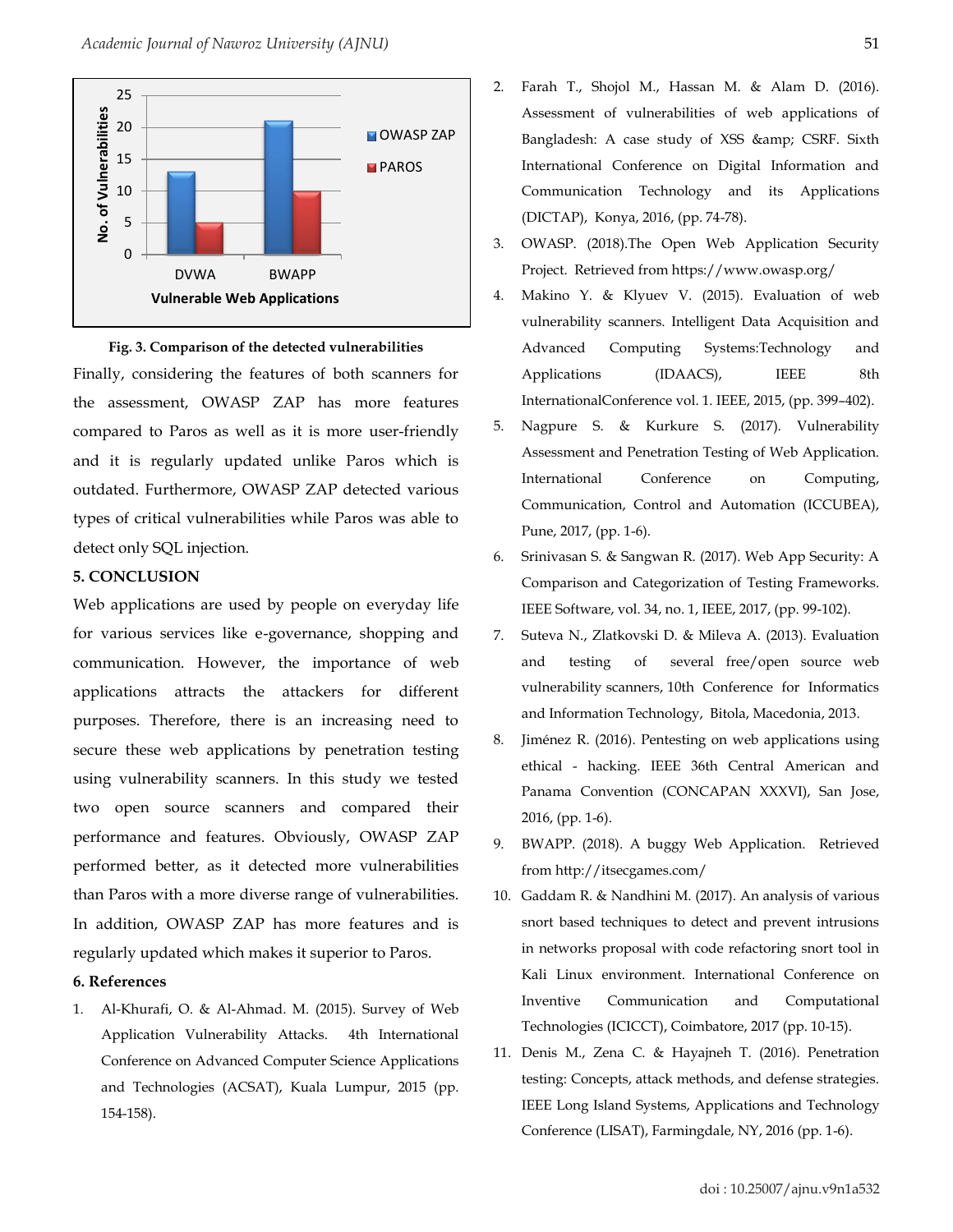Fig. 3. Comparison of the detected vulnerabilities

Finally, considering the features of both scanners for the assessment, OWASP ZAP has more features compared to Paros as well as it is more user-friendly and it is regularly updated unlike Paros which is outdated. Furthermore, OWASP ZAP detected various types of critical vulnerabilities while Paros was able to detect only SQL injection.

## 5. CONCLUSION

Web applications are used by people on everyday life for various services like e-governance, shopping and communication. However, the importance of web applications attracts the attackers for different purposes. Therefore, there is an increasing need to secure these web applications by penetration testing using vulnerability scanners. In this study we tested two open source scanners and compared their performance and features. Obviously, OWASP ZAP performed better, as it detected more vulnerabilities than Paros with a more diverse range of vulnerabilities. In addition, OWASP ZAP has more features and is regularly updated which makes it superior to Paros.

## 6. References

1. Al-Khurafi, O. & Al-Ahmad. M. (2015). Survey of Web Application Vulnerability Attacks. 4th International Conference on Advanced Computer Science Applications and Technologies (ACSAT), Kuala Lumpur, 2015 (pp. 154-158).
2. Farah T., Shojol M., Hassan M. & Alam D. (2016). Assessment of vulnerabilities of web applications of Bangladesh: A case study of XSS &amp; CSRF. Sixth International Conference on Digital Information and Communication Technology and its Applications (DICTAP), Konya, 2016, (pp. 74-78).
3. OWASP. (2018).The Open Web Application Security Project. Retrieved from https://www.owasp.org/
4. Makino Y. & Klyuev V. (2015). Evaluation of web vulnerability scanners. Intelligent Data Acquisition and Advanced Computing Systems:Technology and Applications (IDAACS), IEEE 8th InternationalConference vol. 1. IEEE, 2015, (pp. 399–402).
5. Nagpure S. & Kurkure S. (2017). Vulnerability Assessment and Penetration Testing of Web Application. International Conference on Computing, Communication, Control and Automation (ICCUBEA), Pune, 2017, (pp. 1-6).
6. Srinivasan S. & Sangwan R. (2017). Web App Security: A Comparison and Categorization of Testing Frameworks. IEEE Software, vol. 34, no. 1, IEEE, 2017, (pp. 99-102).
7. Suteva N., Zlatkovski D. & Mileva A. (2013). Evaluation and testing of several free/open source web vulnerability scanners, 10th Conference for Informatics and Information Technology, Bitola, Macedonia, 2013.
8. Jiménez R. (2016). Pentesting on web applications using ethical - hacking. IEEE 36th Central American and Panama Convention (CONCAPAN XXXVI), San Jose, 2016, (pp. 1-6).
9. BWAPP. (2018). A buggy Web Application. Retrieved from http://itsecgames.com/
10. Gaddam R. & Nandhini M. (2017). An analysis of various snort based techniques to detect and prevent intrusions in networks proposal with code refactoring snort tool in Kali Linux environment. International Conference on Inventive Communication and Computational Technologies (ICICCT), Coimbatore, 2017 (pp. 10-15).
11. Denis M., Zena C. & Hayajneh T. (2016). Penetration testing: Concepts, attack methods, and defense strategies. IEEE Long Island Systems, Applications and Technology Conference (LISAT), Farmingdale, NY, 2016 (pp. 1-6).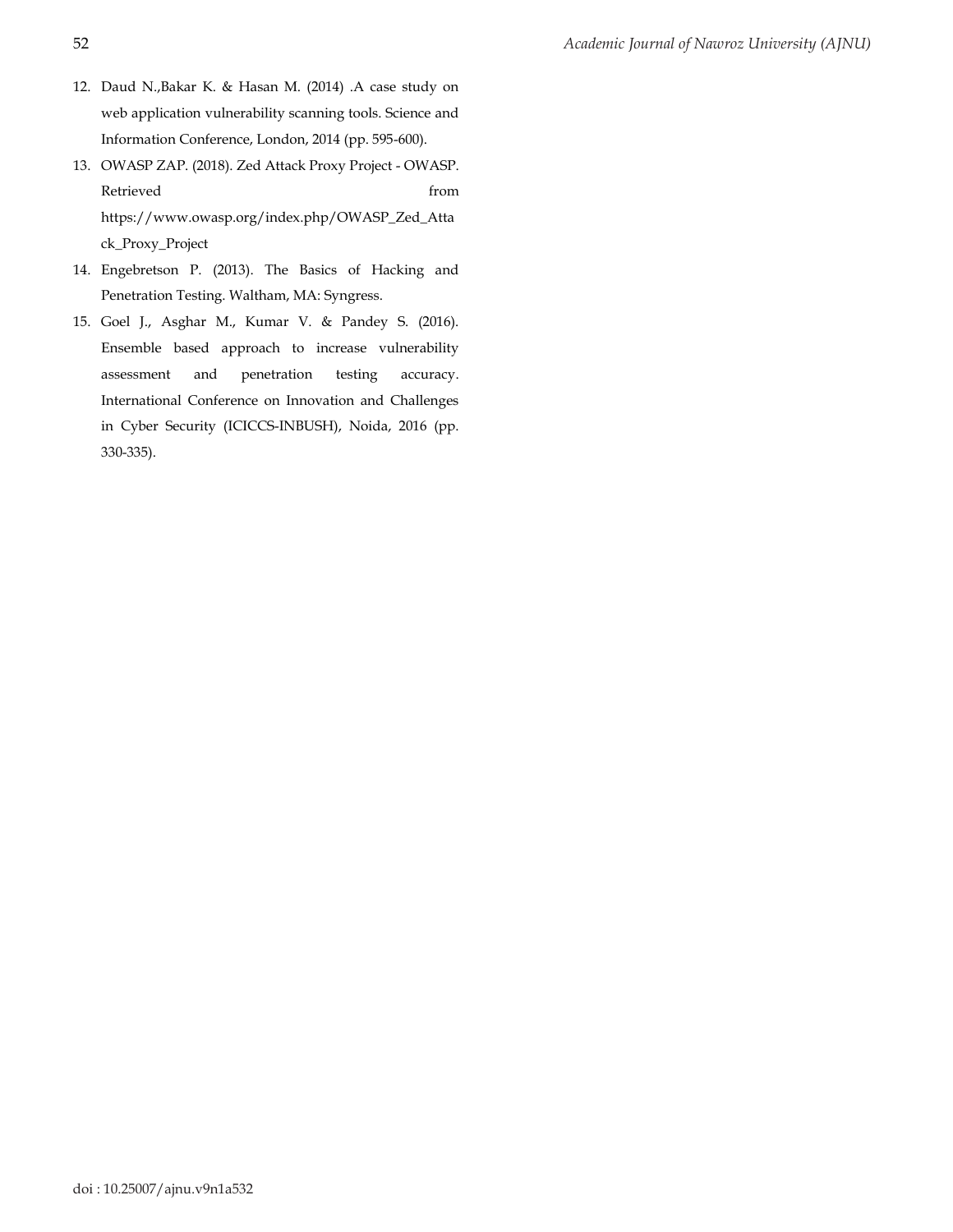12. Daud N.,Bakar K. & Hasan M. (2014) .A case study on web application vulnerability scanning tools. Science and Information Conference, London, 2014 (pp. 595-600).
13. OWASP ZAP. (2018). Zed Attack Proxy Project - OWASP. Retrieved from https://www.owasp.org/index.php/OWASP_Zed_Attack_Proxy_Project
14. Engebretson P. (2013). The Basics of Hacking and Penetration Testing. Waltham, MA: Syngress.
15. Goel J., Asghar M., Kumar V. & Pandey S. (2016). Ensemble based approach to increase vulnerability assessment and penetration testing accuracy. International Conference on Innovation and Challenges in Cyber Security (ICICCS-INBUSH), Noida, 2016 (pp. 330-335).